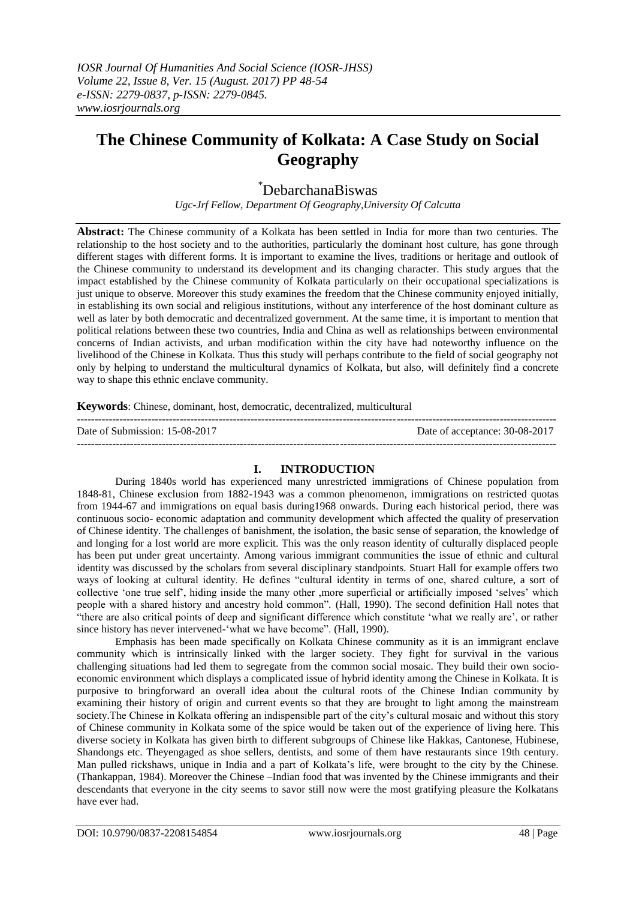# The Chinese Community of Kolkata: A Case Study on Social Geography

*DebarchanaBiswas

*Ugc-Jrf Fellow, Department Of Geography,University Of Calcutta*

**Abstract:** The Chinese community of a Kolkata has been settled in India for more than two centuries. The relationship to the host society and to the authorities, particularly the dominant host culture, has gone through different stages with different forms. It is important to examine the lives, traditions or heritage and outlook of the Chinese community to understand its development and its changing character. This study argues that the impact established by the Chinese community of Kolkata particularly on their occupational specializations is just unique to observe. Moreover this study examines the freedom that the Chinese community enjoyed initially, in establishing its own social and religious institutions, without any interference of the host dominant culture as well as later by both democratic and decentralized government. At the same time, it is important to mention that political relations between these two countries, India and China as well as relationships between environmental concerns of Indian activists, and urban modification within the city have had noteworthy influence on the livelihood of the Chinese in Kolkata. Thus this study will perhaps contribute to the field of social geography not only by helping to understand the multicultural dynamics of Kolkata, but also, will definitely find a concrete way to shape this ethnic enclave community.

**Keywords**: Chinese, dominant, host, democratic, decentralized, multicultural

Date of Submission: 15-08-2017 Date of acceptance: 30-08-2017

## I. INTRODUCTION

During 1840s world has experienced many unrestricted immigrations of Chinese population from 1848-81, Chinese exclusion from 1882-1943 was a common phenomenon, immigrations on restricted quotas from 1944-67 and immigrations on equal basis during1968 onwards. During each historical period, there was continuous socio- economic adaptation and community development which affected the quality of preservation of Chinese identity. The challenges of banishment, the isolation, the basic sense of separation, the knowledge of and longing for a lost world are more explicit. This was the only reason identity of culturally displaced people has been put under great uncertainty. Among various immigrant communities the issue of ethnic and cultural identity was discussed by the scholars from several disciplinary standpoints. Stuart Hall for example offers two ways of looking at cultural identity. He defines "cultural identity in terms of one, shared culture, a sort of collective 'one true self', hiding inside the many other ,more superficial or artificially imposed 'selves' which people with a shared history and ancestry hold common". (Hall, 1990). The second definition Hall notes that "there are also critical points of deep and significant difference which constitute 'what we really are', or rather since history has never intervened-'what we have become". (Hall, 1990).

Emphasis has been made specifically on Kolkata Chinese community as it is an immigrant enclave community which is intrinsically linked with the larger society. They fight for survival in the various challenging situations had led them to segregate from the common social mosaic. They build their own socio-economic environment which displays a complicated issue of hybrid identity among the Chinese in Kolkata. It is purposive to bringforward an overall idea about the cultural roots of the Chinese Indian community by examining their history of origin and current events so that they are brought to light among the mainstream society.The Chinese in Kolkata offering an indispensible part of the city's cultural mosaic and without this story of Chinese community in Kolkata some of the spice would be taken out of the experience of living here. This diverse society in Kolkata has given birth to different subgroups of Chinese like Hakkas, Cantonese, Hubinese, Shandongs etc. Theyengaged as shoe sellers, dentists, and some of them have restaurants since 19th century. Man pulled rickshaws, unique in India and a part of Kolkata's life, were brought to the city by the Chinese. (Thankappan, 1984). Moreover the Chinese –Indian food that was invented by the Chinese immigrants and their descendants that everyone in the city seems to savor still now were the most gratifying pleasure the Kolkatans have ever had.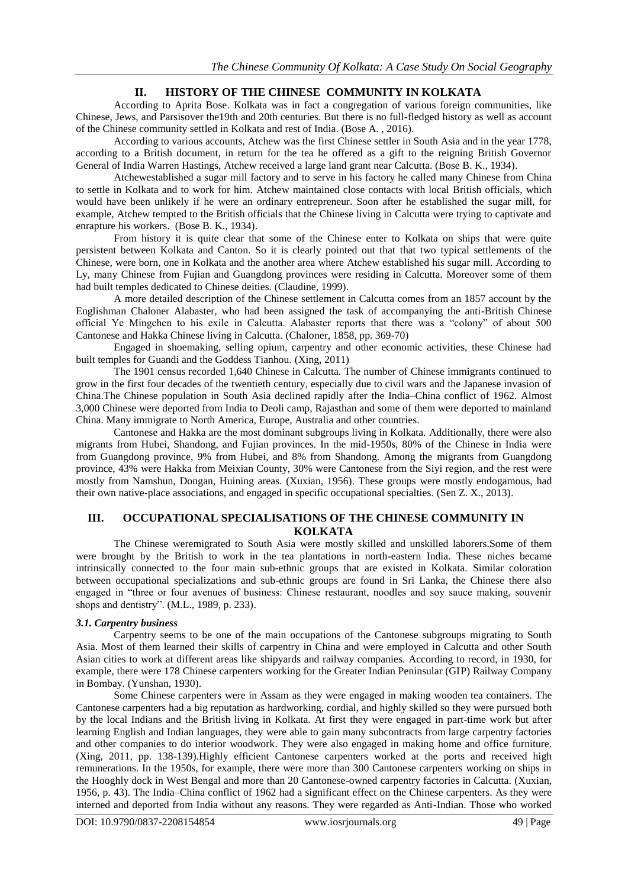## II. HISTORY OF THE CHINESE COMMUNITY IN KOLKATA

According to Aprita Bose. Kolkata was in fact a congregation of various foreign communities, like Chinese, Jews, and Parsisover the19th and 20th centuries. But there is no full-fledged history as well as account of the Chinese community settled in Kolkata and rest of India. (Bose A. , 2016).

According to various accounts, Atchew was the first Chinese settler in South Asia and in the year 1778, according to a British document, in return for the tea he offered as a gift to the reigning British Governor General of India Warren Hastings, Atchew received a large land grant near Calcutta. (Bose B. K., 1934).

Atchewestablished a sugar mill factory and to serve in his factory he called many Chinese from China to settle in Kolkata and to work for him. Atchew maintained close contacts with local British officials, which would have been unlikely if he were an ordinary entrepreneur. Soon after he established the sugar mill, for example, Atchew tempted to the British officials that the Chinese living in Calcutta were trying to captivate and enrapture his workers. (Bose B. K., 1934).

From history it is quite clear that some of the Chinese enter to Kolkata on ships that were quite persistent between Kolkata and Canton. So it is clearly pointed out that that two typical settlements of the Chinese, were born, one in Kolkata and the another area where Atchew established his sugar mill. According to Ly, many Chinese from Fujian and Guangdong provinces were residing in Calcutta. Moreover some of them had built temples dedicated to Chinese deities. (Claudine, 1999).

A more detailed description of the Chinese settlement in Calcutta comes from an 1857 account by the Englishman Chaloner Alabaster, who had been assigned the task of accompanying the anti-British Chinese official Ye Mingchen to his exile in Calcutta. Alabaster reports that there was a "colony" of about 500 Cantonese and Hakka Chinese living in Calcutta. (Chaloner, 1858, pp. 369-70)

Engaged in shoemaking, selling opium, carpentry and other economic activities, these Chinese had built temples for Guandi and the Goddess Tianhou. (Xing, 2011)

The 1901 census recorded 1,640 Chinese in Calcutta. The number of Chinese immigrants continued to grow in the first four decades of the twentieth century, especially due to civil wars and the Japanese invasion of China.The Chinese population in South Asia declined rapidly after the India–China conflict of 1962. Almost 3,000 Chinese were deported from India to Deoli camp, Rajasthan and some of them were deported to mainland China. Many immigrate to North America, Europe, Australia and other countries.

Cantonese and Hakka are the most dominant subgroups living in Kolkata. Additionally, there were also migrants from Hubei, Shandong, and Fujian provinces. In the mid-1950s, 80% of the Chinese in India were from Guangdong province, 9% from Hubei, and 8% from Shandong. Among the migrants from Guangdong province, 43% were Hakka from Meixian County, 30% were Cantonese from the Siyi region, and the rest were mostly from Namshun, Dongan, Huining areas. (Xuxian, 1956). These groups were mostly endogamous, had their own native-place associations, and engaged in specific occupational specialties. (Sen Z. X., 2013).

## III. OCCUPATIONAL SPECIALISATIONS OF THE CHINESE COMMUNITY IN KOLKATA

The Chinese weremigrated to South Asia were mostly skilled and unskilled laborers.Some of them were brought by the British to work in the tea plantations in north-eastern India. These niches became intrinsically connected to the four main sub-ethnic groups that are existed in Kolkata. Similar coloration between occupational specializations and sub-ethnic groups are found in Sri Lanka, the Chinese there also engaged in "three or four avenues of business: Chinese restaurant, noodles and soy sauce making, souvenir shops and dentistry". (M.L., 1989, p. 233).

### *3.1. Carpentry business*

Carpentry seems to be one of the main occupations of the Cantonese subgroups migrating to South Asia. Most of them learned their skills of carpentry in China and were employed in Calcutta and other South Asian cities to work at different areas like shipyards and railway companies. According to record, in 1930, for example, there were 178 Chinese carpenters working for the Greater Indian Peninsular (GIP) Railway Company in Bombay. (Yunshan, 1930).

Some Chinese carpenters were in Assam as they were engaged in making wooden tea containers. The Cantonese carpenters had a big reputation as hardworking, cordial, and highly skilled so they were pursued both by the local Indians and the British living in Kolkata. At first they were engaged in part-time work but after learning English and Indian languages, they were able to gain many subcontracts from large carpentry factories and other companies to do interior woodwork. They were also engaged in making home and office furniture. (Xing, 2011, pp. 138-139).Highly efficient Cantonese carpenters worked at the ports and received high remunerations. In the 1950s, for example, there were more than 300 Cantonese carpenters working on ships in the Hooghly dock in West Bengal and more than 20 Cantonese-owned carpentry factories in Calcutta. (Xuxian, 1956, p. 43). The India–China conflict of 1962 had a significant effect on the Chinese carpenters. As they were interned and deported from India without any reasons. They were regarded as Anti-Indian. Those who worked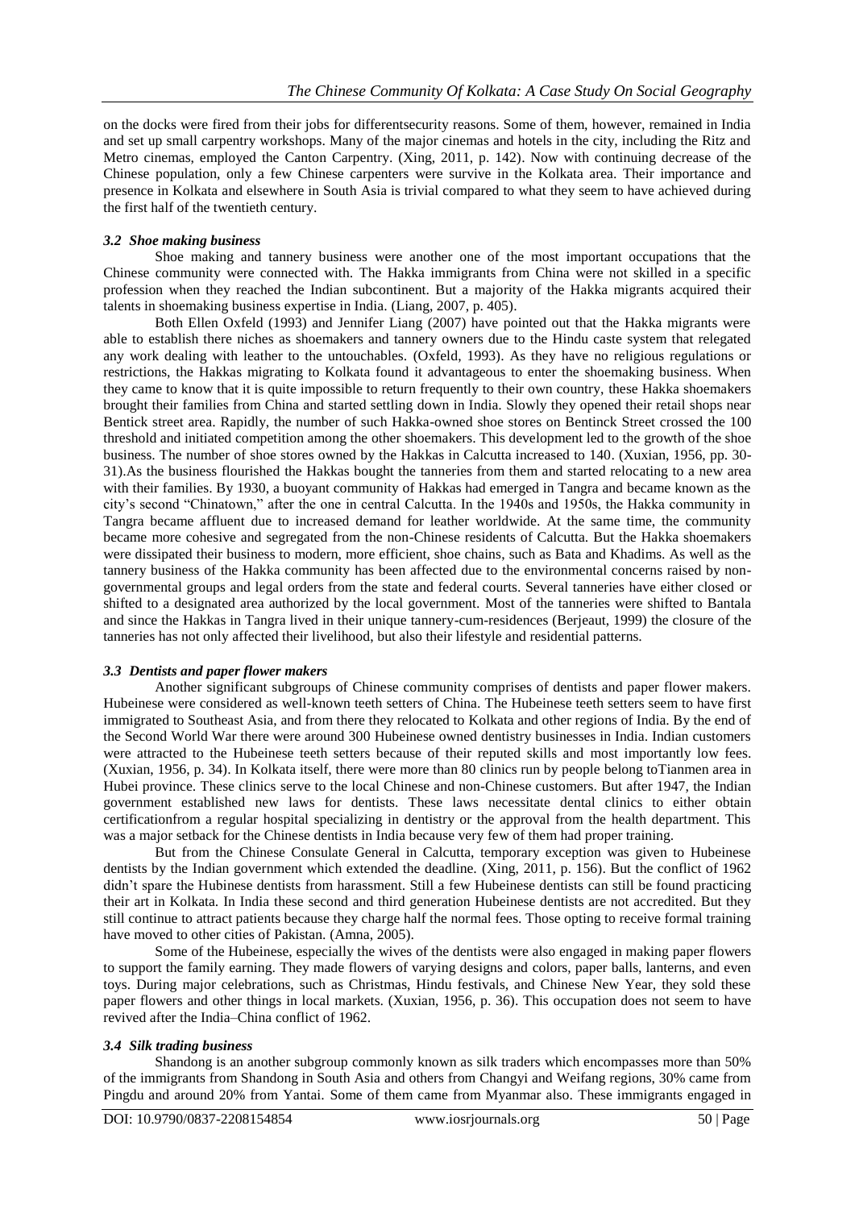on the docks were fired from their jobs for differentsecurity reasons. Some of them, however, remained in India and set up small carpentry workshops. Many of the major cinemas and hotels in the city, including the Ritz and Metro cinemas, employed the Canton Carpentry. (Xing, 2011, p. 142). Now with continuing decrease of the Chinese population, only a few Chinese carpenters were survive in the Kolkata area. Their importance and presence in Kolkata and elsewhere in South Asia is trivial compared to what they seem to have achieved during the first half of the twentieth century.

### *3.2 Shoe making business*

Shoe making and tannery business were another one of the most important occupations that the Chinese community were connected with. The Hakka immigrants from China were not skilled in a specific profession when they reached the Indian subcontinent. But a majority of the Hakka migrants acquired their talents in shoemaking business expertise in India. (Liang, 2007, p. 405).

Both Ellen Oxfeld (1993) and Jennifer Liang (2007) have pointed out that the Hakka migrants were able to establish there niches as shoemakers and tannery owners due to the Hindu caste system that relegated any work dealing with leather to the untouchables. (Oxfeld, 1993). As they have no religious regulations or restrictions, the Hakkas migrating to Kolkata found it advantageous to enter the shoemaking business. When they came to know that it is quite impossible to return frequently to their own country, these Hakka shoemakers brought their families from China and started settling down in India. Slowly they opened their retail shops near Bentick street area. Rapidly, the number of such Hakka-owned shoe stores on Bentinck Street crossed the 100 threshold and initiated competition among the other shoemakers. This development led to the growth of the shoe business. The number of shoe stores owned by the Hakkas in Calcutta increased to 140. (Xuxian, 1956, pp. 30-31).As the business flourished the Hakkas bought the tanneries from them and started relocating to a new area with their families. By 1930, a buoyant community of Hakkas had emerged in Tangra and became known as the city's second "Chinatown," after the one in central Calcutta. In the 1940s and 1950s, the Hakka community in Tangra became affluent due to increased demand for leather worldwide. At the same time, the community became more cohesive and segregated from the non-Chinese residents of Calcutta. But the Hakka shoemakers were dissipated their business to modern, more efficient, shoe chains, such as Bata and Khadims. As well as the tannery business of the Hakka community has been affected due to the environmental concerns raised by non-governmental groups and legal orders from the state and federal courts. Several tanneries have either closed or shifted to a designated area authorized by the local government. Most of the tanneries were shifted to Bantala and since the Hakkas in Tangra lived in their unique tannery-cum-residences (Berjeaut, 1999) the closure of the tanneries has not only affected their livelihood, but also their lifestyle and residential patterns.

### *3.3 Dentists and paper flower makers*

Another significant subgroups of Chinese community comprises of dentists and paper flower makers. Hubeinese were considered as well-known teeth setters of China. The Hubeinese teeth setters seem to have first immigrated to Southeast Asia, and from there they relocated to Kolkata and other regions of India. By the end of the Second World War there were around 300 Hubeinese owned dentistry businesses in India. Indian customers were attracted to the Hubeinese teeth setters because of their reputed skills and most importantly low fees. (Xuxian, 1956, p. 34). In Kolkata itself, there were more than 80 clinics run by people belong toTianmen area in Hubei province. These clinics serve to the local Chinese and non-Chinese customers. But after 1947, the Indian government established new laws for dentists. These laws necessitate dental clinics to either obtain certificationfrom a regular hospital specializing in dentistry or the approval from the health department. This was a major setback for the Chinese dentists in India because very few of them had proper training.

But from the Chinese Consulate General in Calcutta, temporary exception was given to Hubeinese dentists by the Indian government which extended the deadline. (Xing, 2011, p. 156). But the conflict of 1962 didn't spare the Hubinese dentists from harassment. Still a few Hubeinese dentists can still be found practicing their art in Kolkata. In India these second and third generation Hubeinese dentists are not accredited. But they still continue to attract patients because they charge half the normal fees. Those opting to receive formal training have moved to other cities of Pakistan. (Amna, 2005).

Some of the Hubeinese, especially the wives of the dentists were also engaged in making paper flowers to support the family earning. They made flowers of varying designs and colors, paper balls, lanterns, and even toys. During major celebrations, such as Christmas, Hindu festivals, and Chinese New Year, they sold these paper flowers and other things in local markets. (Xuxian, 1956, p. 36). This occupation does not seem to have revived after the India–China conflict of 1962.

### *3.4 Silk trading business*

Shandong is an another subgroup commonly known as silk traders which encompasses more than 50% of the immigrants from Shandong in South Asia and others from Changyi and Weifang regions, 30% came from Pingdu and around 20% from Yantai. Some of them came from Myanmar also. These immigrants engaged in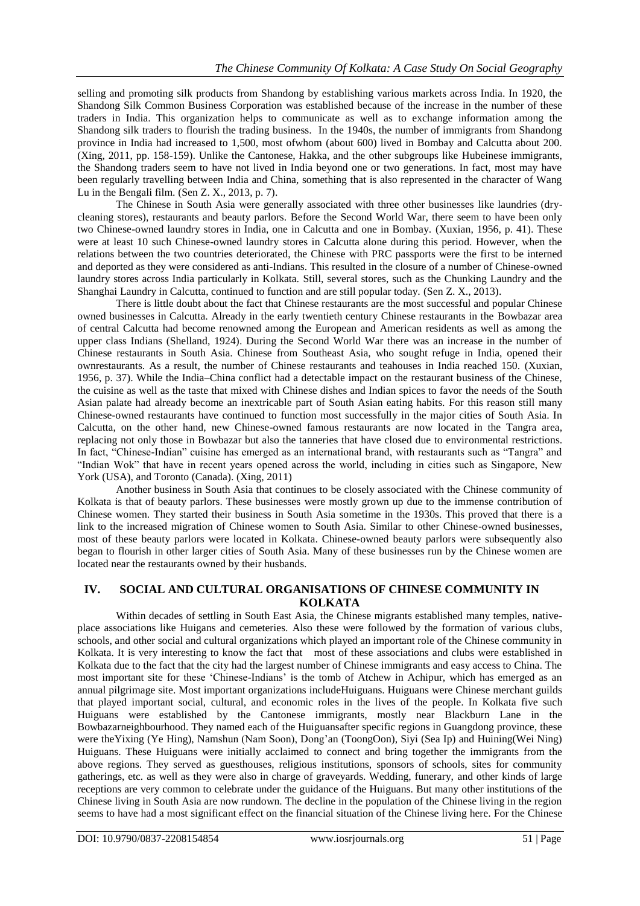selling and promoting silk products from Shandong by establishing various markets across India. In 1920, the Shandong Silk Common Business Corporation was established because of the increase in the number of these traders in India. This organization helps to communicate as well as to exchange information among the Shandong silk traders to flourish the trading business. In the 1940s, the number of immigrants from Shandong province in India had increased to 1,500, most ofwhom (about 600) lived in Bombay and Calcutta about 200. (Xing, 2011, pp. 158-159). Unlike the Cantonese, Hakka, and the other subgroups like Hubeinese immigrants, the Shandong traders seem to have not lived in India beyond one or two generations. In fact, most may have been regularly travelling between India and China, something that is also represented in the character of Wang Lu in the Bengali film. (Sen Z. X., 2013, p. 7).

The Chinese in South Asia were generally associated with three other businesses like laundries (dry-cleaning stores), restaurants and beauty parlors. Before the Second World War, there seem to have been only two Chinese-owned laundry stores in India, one in Calcutta and one in Bombay. (Xuxian, 1956, p. 41). These were at least 10 such Chinese-owned laundry stores in Calcutta alone during this period. However, when the relations between the two countries deteriorated, the Chinese with PRC passports were the first to be interned and deported as they were considered as anti-Indians. This resulted in the closure of a number of Chinese-owned laundry stores across India particularly in Kolkata. Still, several stores, such as the Chunking Laundry and the Shanghai Laundry in Calcutta, continued to function and are still popular today. (Sen Z. X., 2013).

There is little doubt about the fact that Chinese restaurants are the most successful and popular Chinese owned businesses in Calcutta. Already in the early twentieth century Chinese restaurants in the Bowbazar area of central Calcutta had become renowned among the European and American residents as well as among the upper class Indians (Shelland, 1924). During the Second World War there was an increase in the number of Chinese restaurants in South Asia. Chinese from Southeast Asia, who sought refuge in India, opened their ownrestaurants. As a result, the number of Chinese restaurants and teahouses in India reached 150. (Xuxian, 1956, p. 37). While the India–China conflict had a detectable impact on the restaurant business of the Chinese, the cuisine as well as the taste that mixed with Chinese dishes and Indian spices to favor the needs of the South Asian palate had already become an inextricable part of South Asian eating habits. For this reason still many Chinese-owned restaurants have continued to function most successfully in the major cities of South Asia. In Calcutta, on the other hand, new Chinese-owned famous restaurants are now located in the Tangra area, replacing not only those in Bowbazar but also the tanneries that have closed due to environmental restrictions. In fact, "Chinese-Indian" cuisine has emerged as an international brand, with restaurants such as "Tangra" and "Indian Wok" that have in recent years opened across the world, including in cities such as Singapore, New York (USA), and Toronto (Canada). (Xing, 2011)

Another business in South Asia that continues to be closely associated with the Chinese community of Kolkata is that of beauty parlors. These businesses were mostly grown up due to the immense contribution of Chinese women. They started their business in South Asia sometime in the 1930s. This proved that there is a link to the increased migration of Chinese women to South Asia. Similar to other Chinese-owned businesses, most of these beauty parlors were located in Kolkata. Chinese-owned beauty parlors were subsequently also began to flourish in other larger cities of South Asia. Many of these businesses run by the Chinese women are located near the restaurants owned by their husbands.

## IV. SOCIAL AND CULTURAL ORGANISATIONS OF CHINESE COMMUNITY IN KOLKATA

Within decades of settling in South East Asia, the Chinese migrants established many temples, native-place associations like Huigans and cemeteries. Also these were followed by the formation of various clubs, schools, and other social and cultural organizations which played an important role of the Chinese community in Kolkata. It is very interesting to know the fact that most of these associations and clubs were established in Kolkata due to the fact that the city had the largest number of Chinese immigrants and easy access to China. The most important site for these 'Chinese-Indians' is the tomb of Atchew in Achipur, which has emerged as an annual pilgrimage site. Most important organizations includeHuiguans. Huiguans were Chinese merchant guilds that played important social, cultural, and economic roles in the lives of the people. In Kolkata five such Huiguans were established by the Cantonese immigrants, mostly near Blackburn Lane in the Bowbazarneighbourhood. They named each of the Huiguansafter specific regions in Guangdong province, these were theYixing (Ye Hing), Namshun (Nam Soon), Dong'an (ToongOon), Siyi (Sea Ip) and Huining(Wei Ning) Huiguans. These Huiguans were initially acclaimed to connect and bring together the immigrants from the above regions. They served as guesthouses, religious institutions, sponsors of schools, sites for community gatherings, etc. as well as they were also in charge of graveyards. Wedding, funerary, and other kinds of large receptions are very common to celebrate under the guidance of the Huiguans. But many other institutions of the Chinese living in South Asia are now rundown. The decline in the population of the Chinese living in the region seems to have had a most significant effect on the financial situation of the Chinese living here. For the Chinese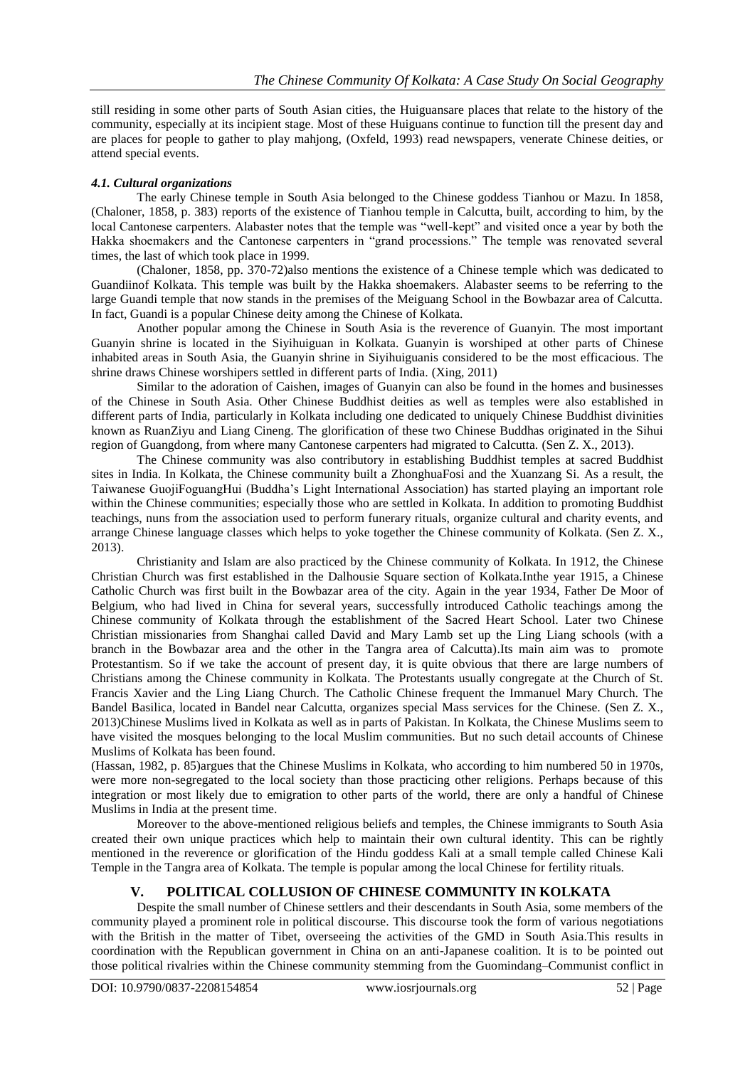still residing in some other parts of South Asian cities, the Huiguansare places that relate to the history of the community, especially at its incipient stage. Most of these Huiguans continue to function till the present day and are places for people to gather to play mahjong, (Oxfeld, 1993) read newspapers, venerate Chinese deities, or attend special events.

#### *4.1. Cultural organizations*

The early Chinese temple in South Asia belonged to the Chinese goddess Tianhou or Mazu. In 1858, (Chaloner, 1858, p. 383) reports of the existence of Tianhou temple in Calcutta, built, according to him, by the local Cantonese carpenters. Alabaster notes that the temple was "well-kept" and visited once a year by both the Hakka shoemakers and the Cantonese carpenters in "grand processions." The temple was renovated several times, the last of which took place in 1999.

(Chaloner, 1858, pp. 370-72)also mentions the existence of a Chinese temple which was dedicated to Guandiinof Kolkata. This temple was built by the Hakka shoemakers. Alabaster seems to be referring to the large Guandi temple that now stands in the premises of the Meiguang School in the Bowbazar area of Calcutta. In fact, Guandi is a popular Chinese deity among the Chinese of Kolkata.

Another popular among the Chinese in South Asia is the reverence of Guanyin. The most important Guanyin shrine is located in the Siyihuiguan in Kolkata. Guanyin is worshiped at other parts of Chinese inhabited areas in South Asia, the Guanyin shrine in Siyihuiguanis considered to be the most efficacious. The shrine draws Chinese worshipers settled in different parts of India. (Xing, 2011)

Similar to the adoration of Caishen, images of Guanyin can also be found in the homes and businesses of the Chinese in South Asia. Other Chinese Buddhist deities as well as temples were also established in different parts of India, particularly in Kolkata including one dedicated to uniquely Chinese Buddhist divinities known as RuanZiyu and Liang Cineng. The glorification of these two Chinese Buddhas originated in the Sihui region of Guangdong, from where many Cantonese carpenters had migrated to Calcutta. (Sen Z. X., 2013).

The Chinese community was also contributory in establishing Buddhist temples at sacred Buddhist sites in India. In Kolkata, the Chinese community built a ZhonghuaFosi and the Xuanzang Si. As a result, the Taiwanese GuojiFoguangHui (Buddha's Light International Association) has started playing an important role within the Chinese communities; especially those who are settled in Kolkata. In addition to promoting Buddhist teachings, nuns from the association used to perform funerary rituals, organize cultural and charity events, and arrange Chinese language classes which helps to yoke together the Chinese community of Kolkata. (Sen Z. X., 2013).

Christianity and Islam are also practiced by the Chinese community of Kolkata. In 1912, the Chinese Christian Church was first established in the Dalhousie Square section of Kolkata.Inthe year 1915, a Chinese Catholic Church was first built in the Bowbazar area of the city. Again in the year 1934, Father De Moor of Belgium, who had lived in China for several years, successfully introduced Catholic teachings among the Chinese community of Kolkata through the establishment of the Sacred Heart School. Later two Chinese Christian missionaries from Shanghai called David and Mary Lamb set up the Ling Liang schools (with a branch in the Bowbazar area and the other in the Tangra area of Calcutta).Its main aim was to promote Protestantism. So if we take the account of present day, it is quite obvious that there are large numbers of Christians among the Chinese community in Kolkata. The Protestants usually congregate at the Church of St. Francis Xavier and the Ling Liang Church. The Catholic Chinese frequent the Immanuel Mary Church. The Bandel Basilica, located in Bandel near Calcutta, organizes special Mass services for the Chinese. (Sen Z. X., 2013)Chinese Muslims lived in Kolkata as well as in parts of Pakistan. In Kolkata, the Chinese Muslims seem to have visited the mosques belonging to the local Muslim communities. But no such detail accounts of Chinese Muslims of Kolkata has been found.

(Hassan, 1982, p. 85)argues that the Chinese Muslims in Kolkata, who according to him numbered 50 in 1970s, were more non-segregated to the local society than those practicing other religions. Perhaps because of this integration or most likely due to emigration to other parts of the world, there are only a handful of Chinese Muslims in India at the present time.

Moreover to the above-mentioned religious beliefs and temples, the Chinese immigrants to South Asia created their own unique practices which help to maintain their own cultural identity. This can be rightly mentioned in the reverence or glorification of the Hindu goddess Kali at a small temple called Chinese Kali Temple in the Tangra area of Kolkata. The temple is popular among the local Chinese for fertility rituals.

## V. POLITICAL COLLUSION OF CHINESE COMMUNITY IN KOLKATA

Despite the small number of Chinese settlers and their descendants in South Asia, some members of the community played a prominent role in political discourse. This discourse took the form of various negotiations with the British in the matter of Tibet, overseeing the activities of the GMD in South Asia.This results in coordination with the Republican government in China on an anti-Japanese coalition. It is to be pointed out those political rivalries within the Chinese community stemming from the Guomindang–Communist conflict in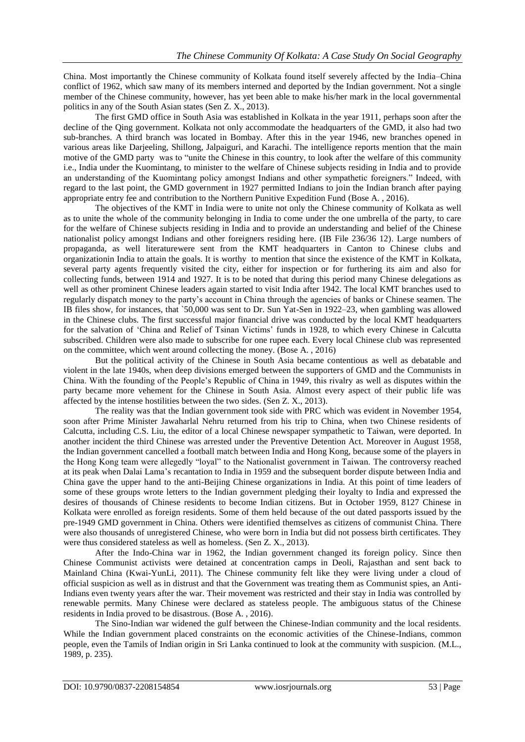China. Most importantly the Chinese community of Kolkata found itself severely affected by the India–China conflict of 1962, which saw many of its members interned and deported by the Indian government. Not a single member of the Chinese community, however, has yet been able to make his/her mark in the local governmental politics in any of the South Asian states (Sen Z. X., 2013).

The first GMD office in South Asia was established in Kolkata in the year 1911, perhaps soon after the decline of the Qing government. Kolkata not only accommodate the headquarters of the GMD, it also had two sub-branches. A third branch was located in Bombay. After this in the year 1946, new branches opened in various areas like Darjeeling, Shillong, Jalpaiguri, and Karachi. The intelligence reports mention that the main motive of the GMD party was to "unite the Chinese in this country, to look after the welfare of this community i.e., India under the Kuomintang, to minister to the welfare of Chinese subjects residing in India and to provide an understanding of the Kuomintang policy amongst Indians and other sympathetic foreigners." Indeed, with regard to the last point, the GMD government in 1927 permitted Indians to join the Indian branch after paying appropriate entry fee and contribution to the Northern Punitive Expedition Fund (Bose A. , 2016).

The objectives of the KMT in India were to unite not only the Chinese community of Kolkata as well as to unite the whole of the community belonging in India to come under the one umbrella of the party, to care for the welfare of Chinese subjects residing in India and to provide an understanding and belief of the Chinese nationalist policy amongst Indians and other foreigners residing here. (IB File 236/36 12). Large numbers of propaganda, as well literaturewere sent from the KMT headquarters in Canton to Chinese clubs and organizationin India to attain the goals. It is worthy to mention that since the existence of the KMT in Kolkata, several party agents frequently visited the city, either for inspection or for furthering its aim and also for collecting funds, between 1914 and 1927. It is to be noted that during this period many Chinese delegations as well as other prominent Chinese leaders again started to visit India after 1942. The local KMT branches used to regularly dispatch money to the party's account in China through the agencies of banks or Chinese seamen. The IB files show, for instances, that `50,000 was sent to Dr. Sun Yat-Sen in 1922–23, when gambling was allowed in the Chinese clubs. The first successful major financial drive was conducted by the local KMT headquarters for the salvation of 'China and Relief of Tsinan Victims' funds in 1928, to which every Chinese in Calcutta subscribed. Children were also made to subscribe for one rupee each. Every local Chinese club was represented on the committee, which went around collecting the money. (Bose A. , 2016)

But the political activity of the Chinese in South Asia became contentious as well as debatable and violent in the late 1940s, when deep divisions emerged between the supporters of GMD and the Communists in China. With the founding of the People's Republic of China in 1949, this rivalry as well as disputes within the party became more vehement for the Chinese in South Asia. Almost every aspect of their public life was affected by the intense hostilities between the two sides. (Sen Z. X., 2013).

The reality was that the Indian government took side with PRC which was evident in November 1954, soon after Prime Minister Jawaharlal Nehru returned from his trip to China, when two Chinese residents of Calcutta, including C.S. Liu, the editor of a local Chinese newspaper sympathetic to Taiwan, were deported. In another incident the third Chinese was arrested under the Preventive Detention Act. Moreover in August 1958, the Indian government cancelled a football match between India and Hong Kong, because some of the players in the Hong Kong team were allegedly "loyal" to the Nationalist government in Taiwan. The controversy reached at its peak when Dalai Lama's recantation to India in 1959 and the subsequent border dispute between India and China gave the upper hand to the anti-Beijing Chinese organizations in India. At this point of time leaders of some of these groups wrote letters to the Indian government pledging their loyalty to India and expressed the desires of thousands of Chinese residents to become Indian citizens. But in October 1959, 8127 Chinese in Kolkata were enrolled as foreign residents. Some of them held because of the out dated passports issued by the pre-1949 GMD government in China. Others were identified themselves as citizens of communist China. There were also thousands of unregistered Chinese, who were born in India but did not possess birth certificates. They were thus considered stateless as well as homeless. (Sen Z. X., 2013).

After the Indo-China war in 1962, the Indian government changed its foreign policy. Since then Chinese Communist activists were detained at concentration camps in Deoli, Rajasthan and sent back to Mainland China (Kwai-YunLi, 2011). The Chinese community felt like they were living under a cloud of official suspicion as well as in distrust and that the Government was treating them as Communist spies, an Anti-Indians even twenty years after the war. Their movement was restricted and their stay in India was controlled by renewable permits. Many Chinese were declared as stateless people. The ambiguous status of the Chinese residents in India proved to be disastrous. (Bose A. , 2016).

The Sino-Indian war widened the gulf between the Chinese-Indian community and the local residents. While the Indian government placed constraints on the economic activities of the Chinese-Indians, common people, even the Tamils of Indian origin in Sri Lanka continued to look at the community with suspicion. (M.L., 1989, p. 235).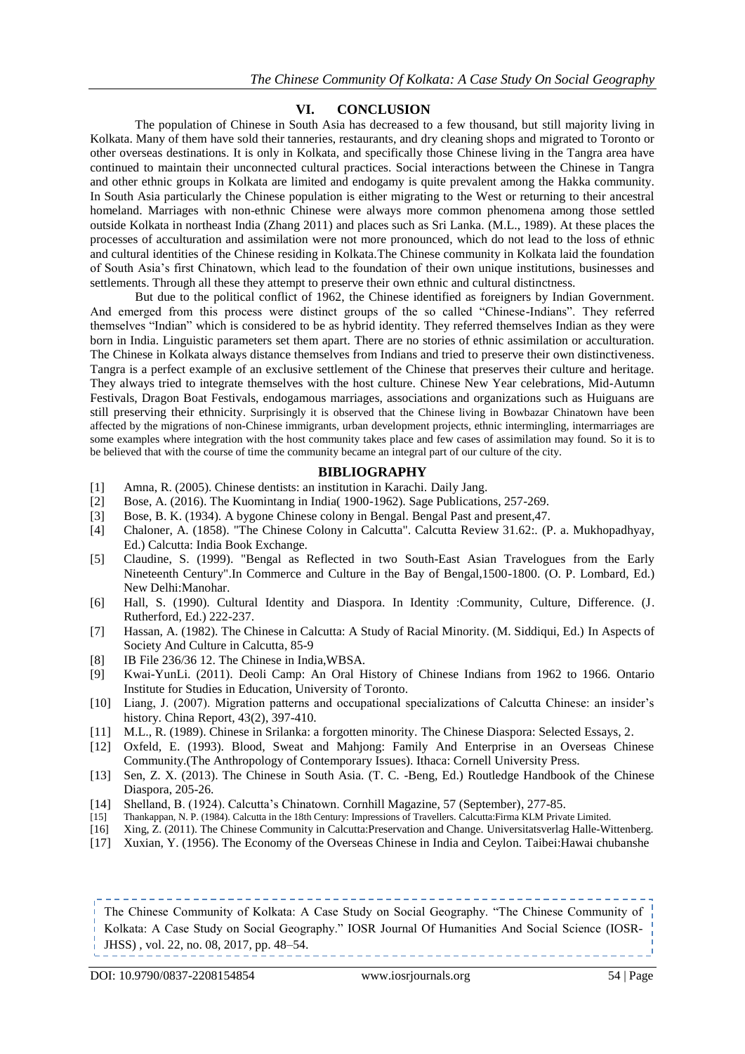## VI. CONCLUSION

The population of Chinese in South Asia has decreased to a few thousand, but still majority living in Kolkata. Many of them have sold their tanneries, restaurants, and dry cleaning shops and migrated to Toronto or other overseas destinations. It is only in Kolkata, and specifically those Chinese living in the Tangra area have continued to maintain their unconnected cultural practices. Social interactions between the Chinese in Tangra and other ethnic groups in Kolkata are limited and endogamy is quite prevalent among the Hakka community. In South Asia particularly the Chinese population is either migrating to the West or returning to their ancestral homeland. Marriages with non-ethnic Chinese were always more common phenomena among those settled outside Kolkata in northeast India (Zhang 2011) and places such as Sri Lanka. (M.L., 1989). At these places the processes of acculturation and assimilation were not more pronounced, which do not lead to the loss of ethnic and cultural identities of the Chinese residing in Kolkata.The Chinese community in Kolkata laid the foundation of South Asia's first Chinatown, which lead to the foundation of their own unique institutions, businesses and settlements. Through all these they attempt to preserve their own ethnic and cultural distinctness.

But due to the political conflict of 1962, the Chinese identified as foreigners by Indian Government. And emerged from this process were distinct groups of the so called "Chinese-Indians". They referred themselves "Indian" which is considered to be as hybrid identity. They referred themselves Indian as they were born in India. Linguistic parameters set them apart. There are no stories of ethnic assimilation or acculturation. The Chinese in Kolkata always distance themselves from Indians and tried to preserve their own distinctiveness. Tangra is a perfect example of an exclusive settlement of the Chinese that preserves their culture and heritage. They always tried to integrate themselves with the host culture. Chinese New Year celebrations, Mid-Autumn Festivals, Dragon Boat Festivals, endogamous marriages, associations and organizations such as Huiguans are still preserving their ethnicity. Surprisingly it is observed that the Chinese living in Bowbazar Chinatown have been affected by the migrations of non-Chinese immigrants, urban development projects, ethnic intermingling, intermarriages are some examples where integration with the host community takes place and few cases of assimilation may found. So it is to be believed that with the course of time the community became an integral part of our culture of the city.

## BIBLIOGRAPHY

[1] Amna, R. (2005). Chinese dentists: an institution in Karachi. Daily Jang.
[2] Bose, A. (2016). The Kuomintang in India( 1900-1962). Sage Publications, 257-269.
[3] Bose, B. K. (1934). A bygone Chinese colony in Bengal. Bengal Past and present,47.
[4] Chaloner, A. (1858). "The Chinese Colony in Calcutta". Calcutta Review 31.62:. (P. a. Mukhopadhyay, Ed.) Calcutta: India Book Exchange.
[5] Claudine, S. (1999). "Bengal as Reflected in two South-East Asian Travelogues from the Early Nineteenth Century".In Commerce and Culture in the Bay of Bengal,1500-1800. (O. P. Lombard, Ed.) New Delhi:Manohar.
[6] Hall, S. (1990). Cultural Identity and Diaspora. In Identity :Community, Culture, Difference. (J. Rutherford, Ed.) 222-237.
[7] Hassan, A. (1982). The Chinese in Calcutta: A Study of Racial Minority. (M. Siddiqui, Ed.) In Aspects of Society And Culture in Calcutta, 85-9
[8] IB File 236/36 12. The Chinese in India,WBSA.
[9] Kwai-YunLi. (2011). Deoli Camp: An Oral History of Chinese Indians from 1962 to 1966. Ontario Institute for Studies in Education, University of Toronto.
[10] Liang, J. (2007). Migration patterns and occupational specializations of Calcutta Chinese: an insider's history. China Report, 43(2), 397-410.
[11] M.L., R. (1989). Chinese in Srilanka: a forgotten minority. The Chinese Diaspora: Selected Essays, 2.
[12] Oxfeld, E. (1993). Blood, Sweat and Mahjong: Family And Enterprise in an Overseas Chinese Community.(The Anthropology of Contemporary Issues). Ithaca: Cornell University Press.
[13] Sen, Z. X. (2013). The Chinese in South Asia. (T. C. -Beng, Ed.) Routledge Handbook of the Chinese Diaspora, 205-26.
[14] Shelland, B. (1924). Calcutta's Chinatown. Cornhill Magazine, 57 (September), 277-85.
[15] Thankappan, N. P. (1984). Calcutta in the 18th Century: Impressions of Travellers. Calcutta:Firma KLM Private Limited.
[16] Xing, Z. (2011). The Chinese Community in Calcutta:Preservation and Change. Universitatsverlag Halle-Wittenberg.
[17] Xuxian, Y. (1956). The Economy of the Overseas Chinese in India and Ceylon. Taibei:Hawai chubanshe

The Chinese Community of Kolkata: A Case Study on Social Geography. "The Chinese Community of Kolkata: A Case Study on Social Geography." IOSR Journal Of Humanities And Social Science (IOSR-JHSS) , vol. 22, no. 08, 2017, pp. 48–54.